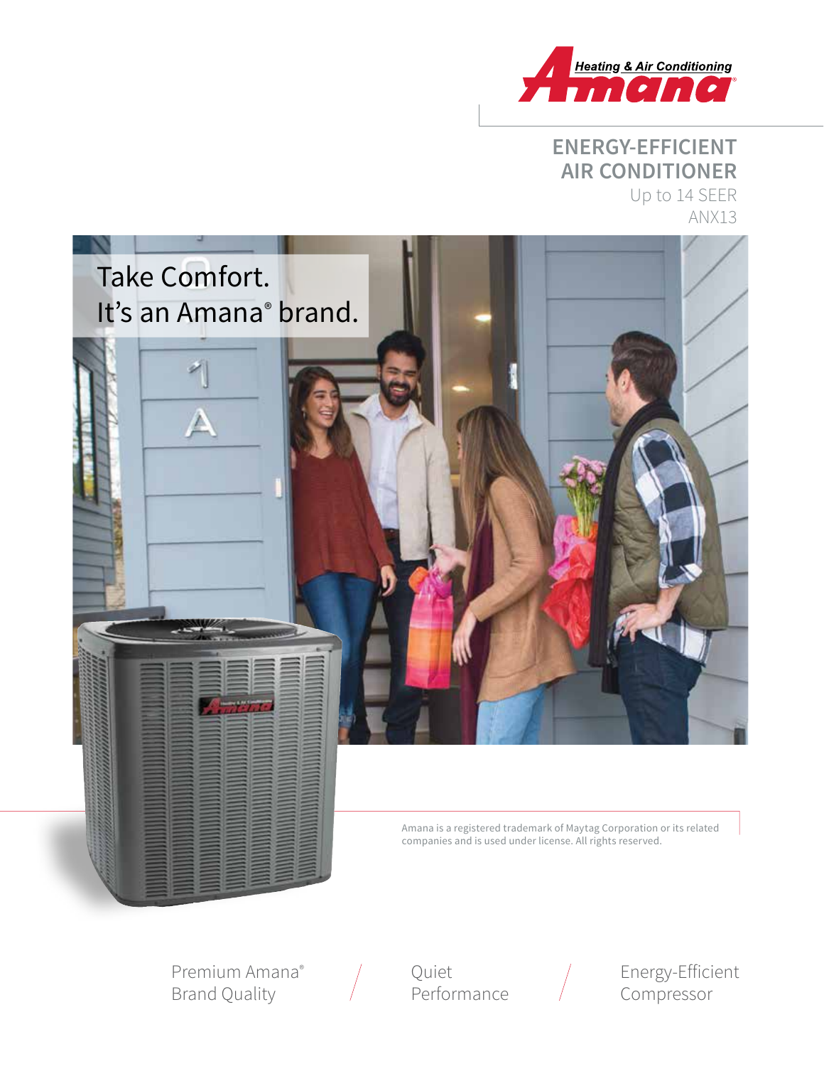Amana® Heating & Air Conditioning

# ENERGY-EFFICIENT AIR CONDITIONER

Up to 14 SEER

ANX13

Take Comfort.
It's an Amana® brand.

Amana is a registered trademark of Maytag Corporation or its related companies and is used under license. All rights reserved.

Premium Amana® Brand Quality / Quiet Performance / Energy-Efficient Compressor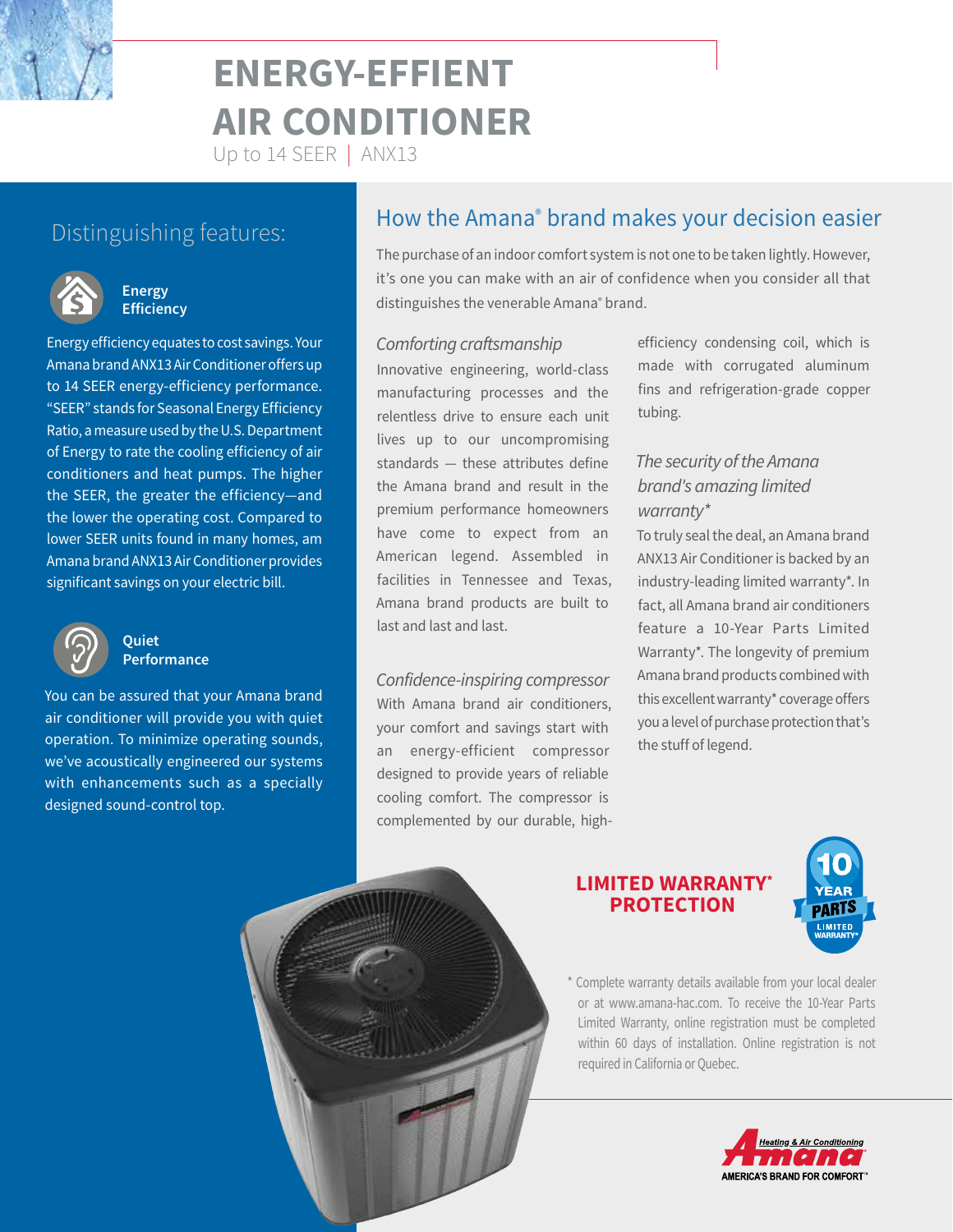# ENERGY-EFFIENT AIR CONDITIONER

Up to 14 SEER | ANX13

## Distinguishing features:

### Energy Efficiency

Energy efficiency equates to cost savings. Your Amana brand ANX13 Air Conditioner offers up to 14 SEER energy-efficiency performance. "SEER" stands for Seasonal Energy Efficiency Ratio, a measure used by the U.S. Department of Energy to rate the cooling efficiency of air conditioners and heat pumps. The higher the SEER, the greater the efficiency—and the lower the operating cost. Compared to lower SEER units found in many homes, am Amana brand ANX13 Air Conditioner provides significant savings on your electric bill.

### Quiet Performance

You can be assured that your Amana brand air conditioner will provide you with quiet operation. To minimize operating sounds, we've acoustically engineered our systems with enhancements such as a specially designed sound-control top.

## How the Amana® brand makes your decision easier

The purchase of an indoor comfort system is not one to be taken lightly. However, it's one you can make with an air of confidence when you consider all that distinguishes the venerable Amana® brand.

*Comforting craftsmanship*

Innovative engineering, world-class manufacturing processes and the relentless drive to ensure each unit lives up to our uncompromising standards — these attributes define the Amana brand and result in the premium performance homeowners have come to expect from an American legend. Assembled in facilities in Tennessee and Texas, Amana brand products are built to last and last and last.

*Confidence-inspiring compressor*

With Amana brand air conditioners, your comfort and savings start with an energy-efficient compressor designed to provide years of reliable cooling comfort. The compressor is complemented by our durable, high-efficiency condensing coil, which is made with corrugated aluminum fins and refrigeration-grade copper tubing.

*The security of the Amana brand's amazing limited warranty**

To truly seal the deal, an Amana brand ANX13 Air Conditioner is backed by an industry-leading limited warranty*. In fact, all Amana brand air conditioners feature a 10-Year Parts Limited Warranty*. The longevity of premium Amana brand products combined with this excellent warranty* coverage offers you a level of purchase protection that's the stuff of legend.

**LIMITED WARRANTY* PROTECTION**

10 YEAR PARTS LIMITED WARRANTY*

* Complete warranty details available from your local dealer or at www.amana-hac.com. To receive the 10-Year Parts Limited Warranty, online registration must be completed within 60 days of installation. Online registration is not required in California or Quebec.

Amana Heating & Air Conditioning — AMERICA'S BRAND FOR COMFORT™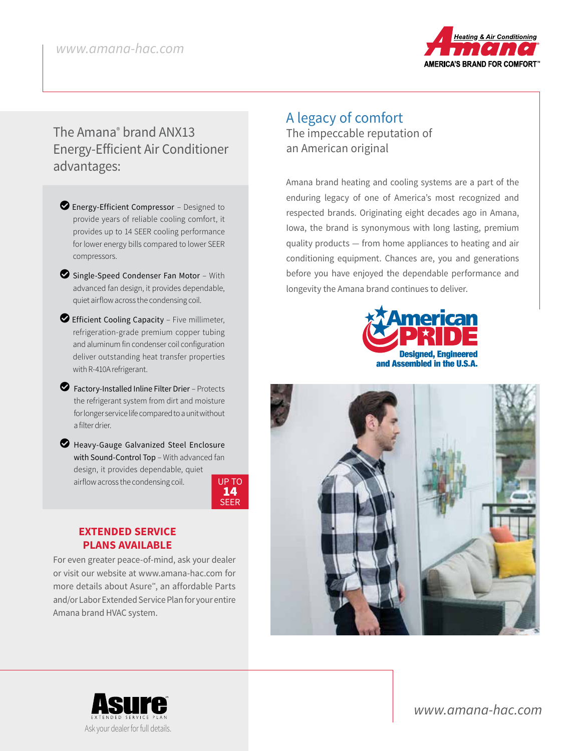# The Amana® brand ANX13 Energy-Efficient Air Conditioner advantages:

- **Energy-Efficient Compressor** – Designed to provide years of reliable cooling comfort, it provides up to 14 SEER cooling performance for lower energy bills compared to lower SEER compressors.
- **Single-Speed Condenser Fan Motor** – With advanced fan design, it provides dependable, quiet airflow across the condensing coil.
- **Efficient Cooling Capacity** – Five millimeter, refrigeration-grade premium copper tubing and aluminum fin condenser coil configuration deliver outstanding heat transfer properties with R-410A refrigerant.
- **Factory-Installed Inline Filter Drier** – Protects the refrigerant system from dirt and moisture for longer service life compared to a unit without a filter drier.
- **Heavy-Gauge Galvanized Steel Enclosure with Sound-Control Top** – With advanced fan design, it provides dependable, quiet airflow across the condensing coil.

UP TO **14** SEER

## EXTENDED SERVICE PLANS AVAILABLE

For even greater peace-of-mind, ask your dealer or visit our website at www.amana-hac.com for more details about Asure℠, an affordable Parts and/or Labor Extended Service Plan for your entire Amana brand HVAC system.

Asure™ EXTENDED SERVICE PLAN

Ask your dealer for full details.

## A legacy of comfort

The impeccable reputation of an American original

Amana brand heating and cooling systems are a part of the enduring legacy of one of America's most recognized and respected brands. Originating eight decades ago in Amana, Iowa, the brand is synonymous with long lasting, premium quality products — from home appliances to heating and air conditioning equipment. Chances are, you and generations before you have enjoyed the dependable performance and longevity the Amana brand continues to deliver.

American PRIDE

Designed, Engineered and Assembled in the U.S.A.

*www.amana-hac.com*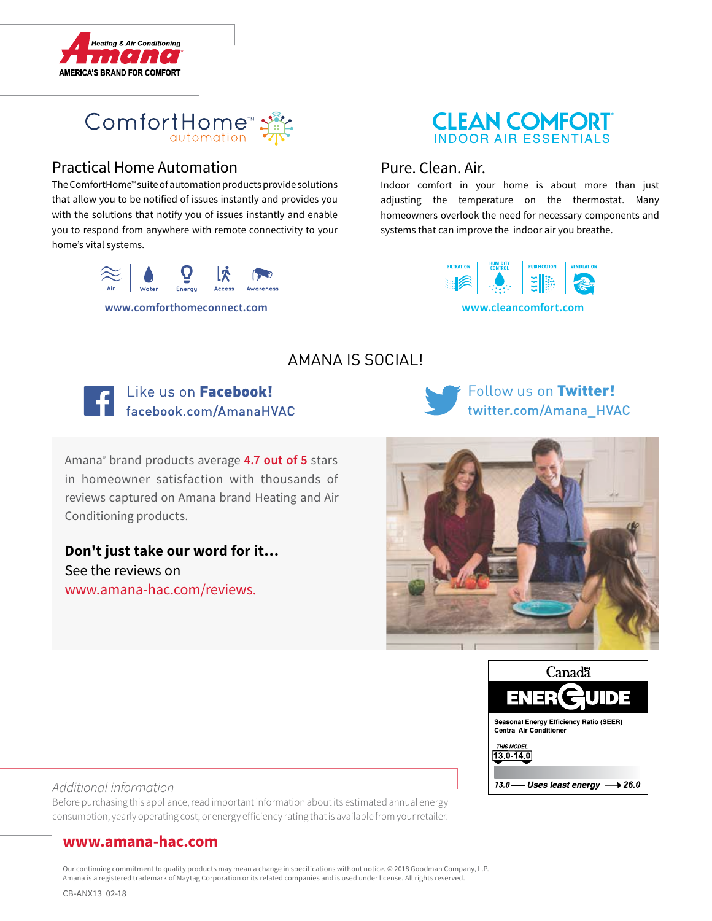Heating & Air Conditioning
Amana®
AMERICA'S BRAND FOR COMFORT

ComfortHome™ automation

## Practical Home Automation

The ComfortHome™ suite of automation products provide solutions that allow you to be notified of issues instantly and provides you with the solutions that notify you of issues instantly and enable you to respond from anywhere with remote connectivity to your home's vital systems.

Air | Water | Energy | Access | Awareness

www.comforthomeconnect.com

CLEAN COMFORT®
INDOOR AIR ESSENTIALS

## Pure. Clean. Air.

Indoor comfort in your home is about more than just adjusting the temperature on the thermostat. Many homeowners overlook the need for necessary components and systems that can improve the indoor air you breathe.

FILTRATION | HUMIDITY CONTROL | PURIFICATION | VENTILATION

www.cleancomfort.com

## AMANA IS SOCIAL!

Like us on **Facebook!**
facebook.com/AmanaHVAC

Follow us on **Twitter!**
twitter.com/Amana_HVAC

Amana® brand products average **4.7 out of 5** stars in homeowner satisfaction with thousands of reviews captured on Amana brand Heating and Air Conditioning products.

**Don't just take our word for it...**
See the reviews on
www.amana-hac.com/reviews.

Canadä
ENERGUIDE
Seasonal Energy Efficiency Ratio (SEER)
Central Air Conditioner
THIS MODEL
13.0-14.0
13.0 —— Uses least energy ——→ 26.0

*Additional information*

Before purchasing this appliance, read important information about its estimated annual energy consumption, yearly operating cost, or energy efficiency rating that is available from your retailer.

**www.amana-hac.com**

Our continuing commitment to quality products may mean a change in specifications without notice. © 2018 Goodman Company, L.P.
Amana is a registered trademark of Maytag Corporation or its related companies and is used under license. All rights reserved.

CB-ANX13 02-18